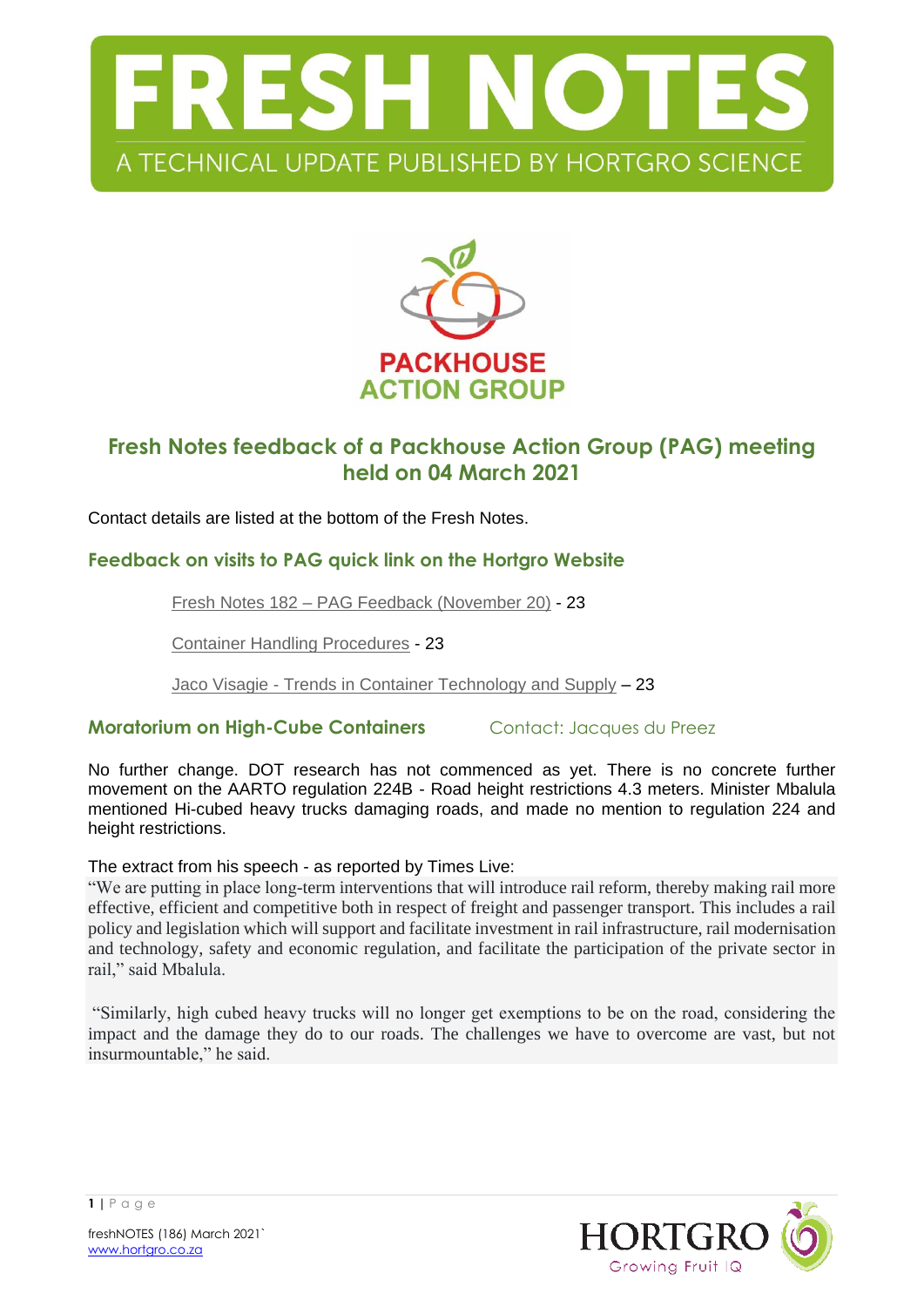# FRESH NOTES

A TECHNICAL UPDATE PUBLISHED BY HORTGRO SCIENCE

PACKHOUSE ACTION GROUP

## Fresh Notes feedback of a Packhouse Action Group (PAG) meeting held on 04 March 2021

Contact details are listed at the bottom of the Fresh Notes.

### Feedback on visits to PAG quick link on the Hortgro Website

Fresh Notes 182 – PAG Feedback (November 20) - 23

Container Handling Procedures - 23

Jaco Visagie - Trends in Container Technology and Supply – 23

### Moratorium on High-Cube Containers — Contact: Jacques du Preez

No further change. DOT research has not commenced as yet. There is no concrete further movement on the AARTO regulation 224B - Road height restrictions 4.3 meters. Minister Mbalula mentioned Hi-cubed heavy trucks damaging roads, and made no mention to regulation 224 and height restrictions.

The extract from his speech - as reported by Times Live:

"We are putting in place long-term interventions that will introduce rail reform, thereby making rail more effective, efficient and competitive both in respect of freight and passenger transport. This includes a rail policy and legislation which will support and facilitate investment in rail infrastructure, rail modernisation and technology, safety and economic regulation, and facilitate the participation of the private sector in rail," said Mbalula.

"Similarly, high cubed heavy trucks will no longer get exemptions to be on the road, considering the impact and the damage they do to our roads. The challenges we have to overcome are vast, but not insurmountable," he said.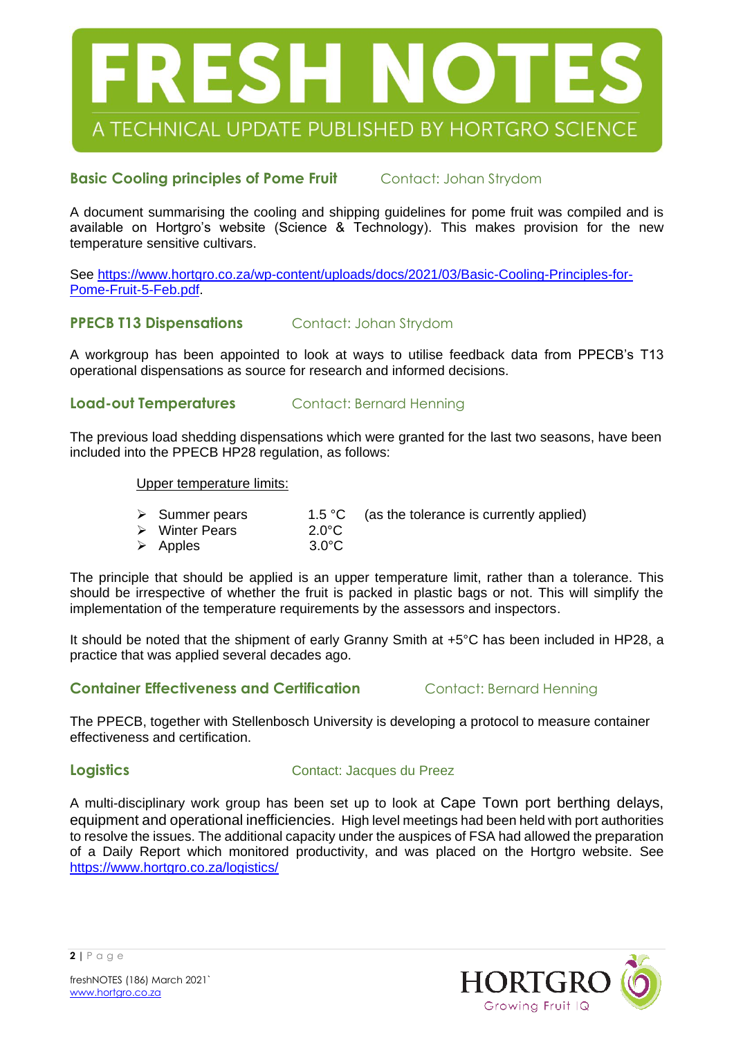# FRESH NOTES

A TECHNICAL UPDATE PUBLISHED BY HORTGRO SCIENCE

## Basic Cooling principles of Pome Fruit

Contact: Johan Strydom

A document summarising the cooling and shipping guidelines for pome fruit was compiled and is available on Hortgro's website (Science & Technology). This makes provision for the new temperature sensitive cultivars.

See https://www.hortgro.co.za/wp-content/uploads/docs/2021/03/Basic-Cooling-Principles-for-Pome-Fruit-5-Feb.pdf.

## PPECB T13 Dispensations

Contact: Johan Strydom

A workgroup has been appointed to look at ways to utilise feedback data from PPECB's T13 operational dispensations as source for research and informed decisions.

## Load-out Temperatures

Contact: Bernard Henning

The previous load shedding dispensations which were granted for the last two seasons, have been included into the PPECB HP28 regulation, as follows:

Upper temperature limits:

- Summer pears 1.5 °C (as the tolerance is currently applied)
- Winter Pears 2.0°C
- Apples 3.0°C

The principle that should be applied is an upper temperature limit, rather than a tolerance. This should be irrespective of whether the fruit is packed in plastic bags or not. This will simplify the implementation of the temperature requirements by the assessors and inspectors.

It should be noted that the shipment of early Granny Smith at +5°C has been included in HP28, a practice that was applied several decades ago.

## Container Effectiveness and Certification

Contact: Bernard Henning

The PPECB, together with Stellenbosch University is developing a protocol to measure container effectiveness and certification.

## Logistics

Contact: Jacques du Preez

A multi-disciplinary work group has been set up to look at Cape Town port berthing delays, equipment and operational inefficiencies. High level meetings had been held with port authorities to resolve the issues. The additional capacity under the auspices of FSA had allowed the preparation of a Daily Report which monitored productivity, and was placed on the Hortgro website. See https://www.hortgro.co.za/logistics/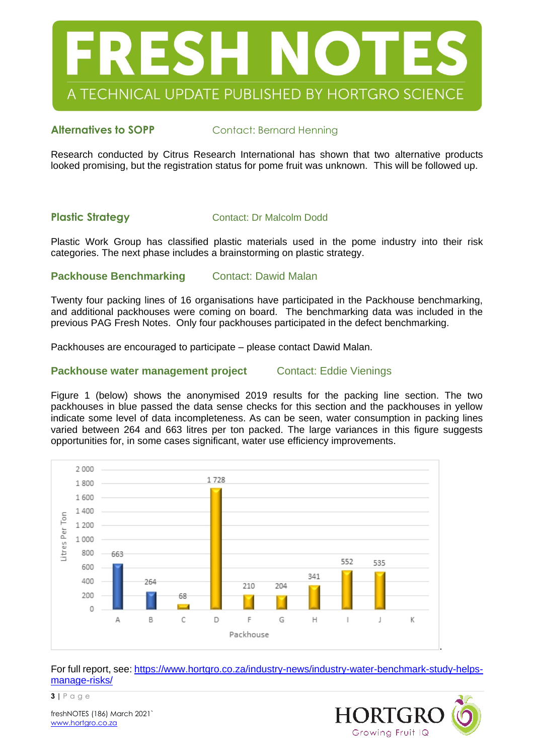# FRESH NOTES

A TECHNICAL UPDATE PUBLISHED BY HORTGRO SCIENCE

## Alternatives to SOPP

Contact: Bernard Henning

Research conducted by Citrus Research International has shown that two alternative products looked promising, but the registration status for pome fruit was unknown. This will be followed up.

## Plastic Strategy

Contact: Dr Malcolm Dodd

Plastic Work Group has classified plastic materials used in the pome industry into their risk categories. The next phase includes a brainstorming on plastic strategy.

## Packhouse Benchmarking

Contact: Dawid Malan

Twenty four packing lines of 16 organisations have participated in the Packhouse benchmarking, and additional packhouses were coming on board. The benchmarking data was included in the previous PAG Fresh Notes. Only four packhouses participated in the defect benchmarking.

Packhouses are encouraged to participate – please contact Dawid Malan.

## Packhouse water management project

Contact: Eddie Vienings

Figure 1 (below) shows the anonymised 2019 results for the packing line section. The two packhouses in blue passed the data sense checks for this section and the packhouses in yellow indicate some level of data incompleteness. As can be seen, water consumption in packing lines varied between 264 and 663 litres per ton packed. The large variances in this figure suggests opportunities for, in some cases significant, water use efficiency improvements.

Litres Per Ton

2 000
1 800
1 600
1 400
1 200
1 000
800
600
400
200
0

663
264
68
1 728
210
204
341
552
535

A B C D F G H I J K

Packhouse

For full report, see: [https://www.hortgro.co.za/industry-news/industry-water-benchmark-study-helps-manage-risks/](https://www.hortgro.co.za/industry-news/industry-water-benchmark-study-helps-manage-risks/)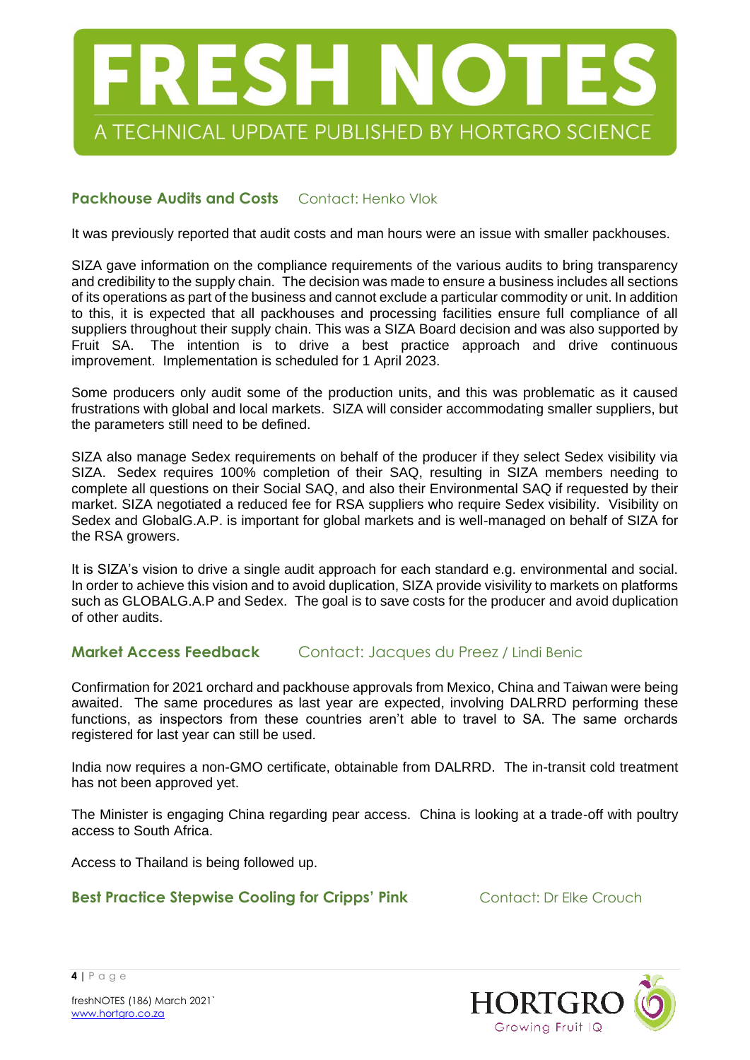## Packhouse Audits and Costs

Contact: Henko Vlok

It was previously reported that audit costs and man hours were an issue with smaller packhouses.

SIZA gave information on the compliance requirements of the various audits to bring transparency and credibility to the supply chain. The decision was made to ensure a business includes all sections of its operations as part of the business and cannot exclude a particular commodity or unit. In addition to this, it is expected that all packhouses and processing facilities ensure full compliance of all suppliers throughout their supply chain. This was a SIZA Board decision and was also supported by Fruit SA. The intention is to drive a best practice approach and drive continuous improvement. Implementation is scheduled for 1 April 2023.

Some producers only audit some of the production units, and this was problematic as it caused frustrations with global and local markets. SIZA will consider accommodating smaller suppliers, but the parameters still need to be defined.

SIZA also manage Sedex requirements on behalf of the producer if they select Sedex visibility via SIZA. Sedex requires 100% completion of their SAQ, resulting in SIZA members needing to complete all questions on their Social SAQ, and also their Environmental SAQ if requested by their market. SIZA negotiated a reduced fee for RSA suppliers who require Sedex visibility. Visibility on Sedex and GlobalG.A.P. is important for global markets and is well-managed on behalf of SIZA for the RSA growers.

It is SIZA's vision to drive a single audit approach for each standard e.g. environmental and social. In order to achieve this vision and to avoid duplication, SIZA provide visivility to markets on platforms such as GLOBALG.A.P and Sedex. The goal is to save costs for the producer and avoid duplication of other audits.

## Market Access Feedback

Contact: Jacques du Preez / Lindi Benic

Confirmation for 2021 orchard and packhouse approvals from Mexico, China and Taiwan were being awaited. The same procedures as last year are expected, involving DALRRD performing these functions, as inspectors from these countries aren't able to travel to SA. The same orchards registered for last year can still be used.

India now requires a non-GMO certificate, obtainable from DALRRD. The in-transit cold treatment has not been approved yet.

The Minister is engaging China regarding pear access. China is looking at a trade-off with poultry access to South Africa.

Access to Thailand is being followed up.

## Best Practice Stepwise Cooling for Cripps' Pink

Contact: Dr Elke Crouch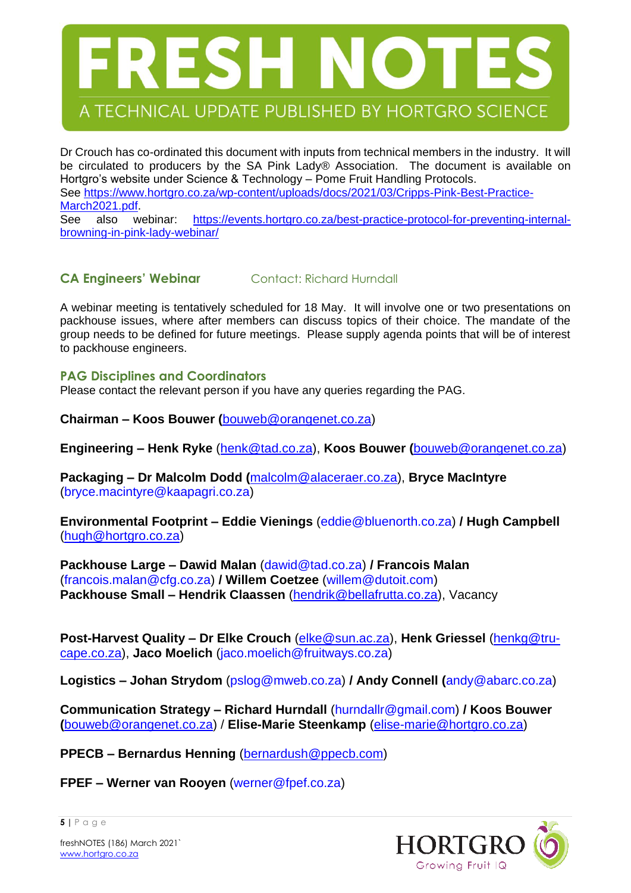# FRESH NOTES

A TECHNICAL UPDATE PUBLISHED BY HORTGRO SCIENCE

Dr Crouch has co-ordinated this document with inputs from technical members in the industry. It will be circulated to producers by the SA Pink Lady® Association. The document is available on Hortgro's website under Science & Technology – Pome Fruit Handling Protocols.
See https://www.hortgro.co.za/wp-content/uploads/docs/2021/03/Cripps-Pink-Best-Practice-March2021.pdf.
See also webinar: https://events.hortgro.co.za/best-practice-protocol-for-preventing-internal-browning-in-pink-lady-webinar/

## CA Engineers' Webinar    Contact: Richard Hurndall

A webinar meeting is tentatively scheduled for 18 May. It will involve one or two presentations on packhouse issues, where after members can discuss topics of their choice. The mandate of the group needs to be defined for future meetings. Please supply agenda points that will be of interest to packhouse engineers.

## PAG Disciplines and Coordinators

Please contact the relevant person if you have any queries regarding the PAG.

**Chairman – Koos Bouwer (**bouweb@orangenet.co.za)

**Engineering – Henk Ryke** (henk@tad.co.za), **Koos Bouwer (**bouweb@orangenet.co.za)

**Packaging – Dr Malcolm Dodd (**malcolm@alaceraer.co.za), **Bryce MacIntyre** (bryce.macintyre@kaapagri.co.za)

**Environmental Footprint – Eddie Vienings** (eddie@bluenorth.co.za) **/ Hugh Campbell** (hugh@hortgro.co.za)

**Packhouse Large – Dawid Malan** (dawid@tad.co.za) **/ Francois Malan** (francois.malan@cfg.co.za) **/ Willem Coetzee** (willem@dutoit.com)
**Packhouse Small – Hendrik Claassen** (hendrik@bellafrutta.co.za), Vacancy

**Post-Harvest Quality – Dr Elke Crouch** (elke@sun.ac.za), **Henk Griessel** (henkg@tru-cape.co.za), **Jaco Moelich** (jaco.moelich@fruitways.co.za)

**Logistics – Johan Strydom** (pslog@mweb.co.za) **/ Andy Connell (**andy@abarc.co.za)

**Communication Strategy – Richard Hurndall** (hurndallr@gmail.com) **/ Koos Bouwer (**bouweb@orangenet.co.za) / **Elise-Marie Steenkamp** (elise-marie@hortgro.co.za)

**PPECB – Bernardus Henning** (bernardush@ppecb.com)

**FPEF – Werner van Rooyen** (werner@fpef.co.za)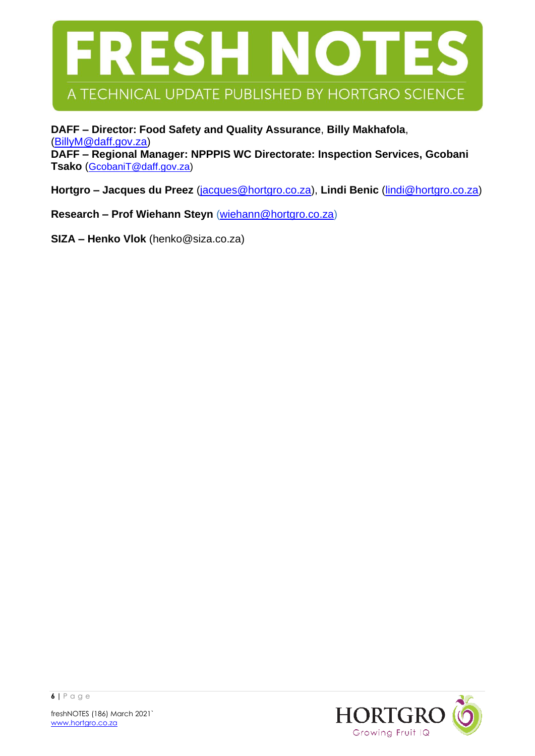**DAFF – Director: Food Safety and Quality Assurance**, **Billy Makhafola**, (BillyM@daff.gov.za)
**DAFF – Regional Manager: NPPPIS WC Directorate: Inspection Services, Gcobani Tsako** (GcobaniT@daff.gov.za)

**Hortgro – Jacques du Preez** (jacques@hortgro.co.za), **Lindi Benic** (lindi@hortgro.co.za)

**Research – Prof Wiehann Steyn** (wiehann@hortgro.co.za)

**SIZA – Henko Vlok** (henko@siza.co.za)